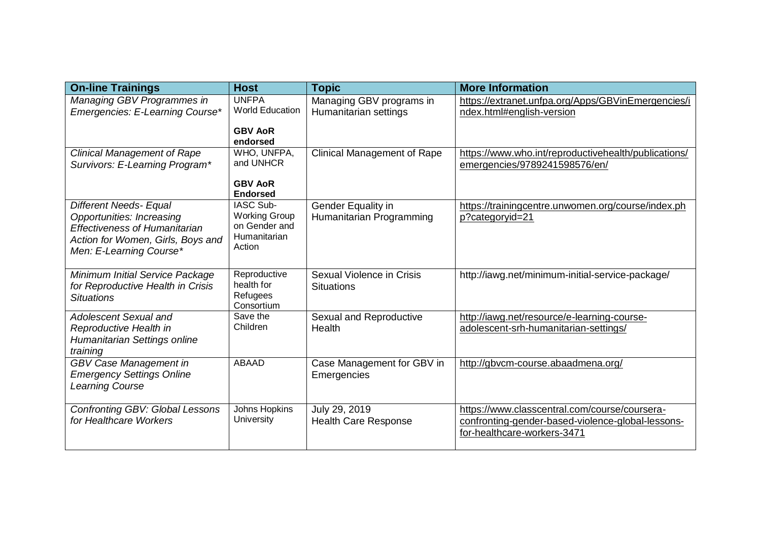| On-line Trainings | Host | Topic | More Information |
|---|---|---|---|
| *Managing GBV Programmes in Emergencies: E-Learning Course** | UNFPA World Education<br><br>**GBV AoR endorsed** | Managing GBV programs in Humanitarian settings | https://extranet.unfpa.org/Apps/GBVinEmergencies/index.html#english-version |
| *Clinical Management of Rape Survivors: E-Learning Program** | WHO, UNFPA, and UNHCR<br><br>**GBV AoR Endorsed** | Clinical Management of Rape | https://www.who.int/reproductivehealth/publications/emergencies/9789241598576/en/ |
| *Different Needs- Equal Opportunities: Increasing Effectiveness of Humanitarian Action for Women, Girls, Boys and Men: E-Learning Course** | IASC Sub-Working Group on Gender and Humanitarian Action | Gender Equality in Humanitarian Programming | https://trainingcentre.unwomen.org/course/index.php?categoryid=21 |
| *Minimum Initial Service Package for Reproductive Health in Crisis Situations* | Reproductive health for Refugees Consortium | Sexual Violence in Crisis Situations | http://iawg.net/minimum-initial-service-package/ |
| *Adolescent Sexual and Reproductive Health in Humanitarian Settings online training* | Save the Children | Sexual and Reproductive Health | http://iawg.net/resource/e-learning-course-adolescent-srh-humanitarian-settings/ |
| *GBV Case Management in Emergency Settings Online Learning Course* | ABAAD | Case Management for GBV in Emergencies | http://gbvcm-course.abaadmena.org/ |
| *Confronting GBV: Global Lessons for Healthcare Workers* | Johns Hopkins University | July 29, 2019<br>Health Care Response | https://www.classcentral.com/course/coursera-confronting-gender-based-violence-global-lessons-for-healthcare-workers-3471 |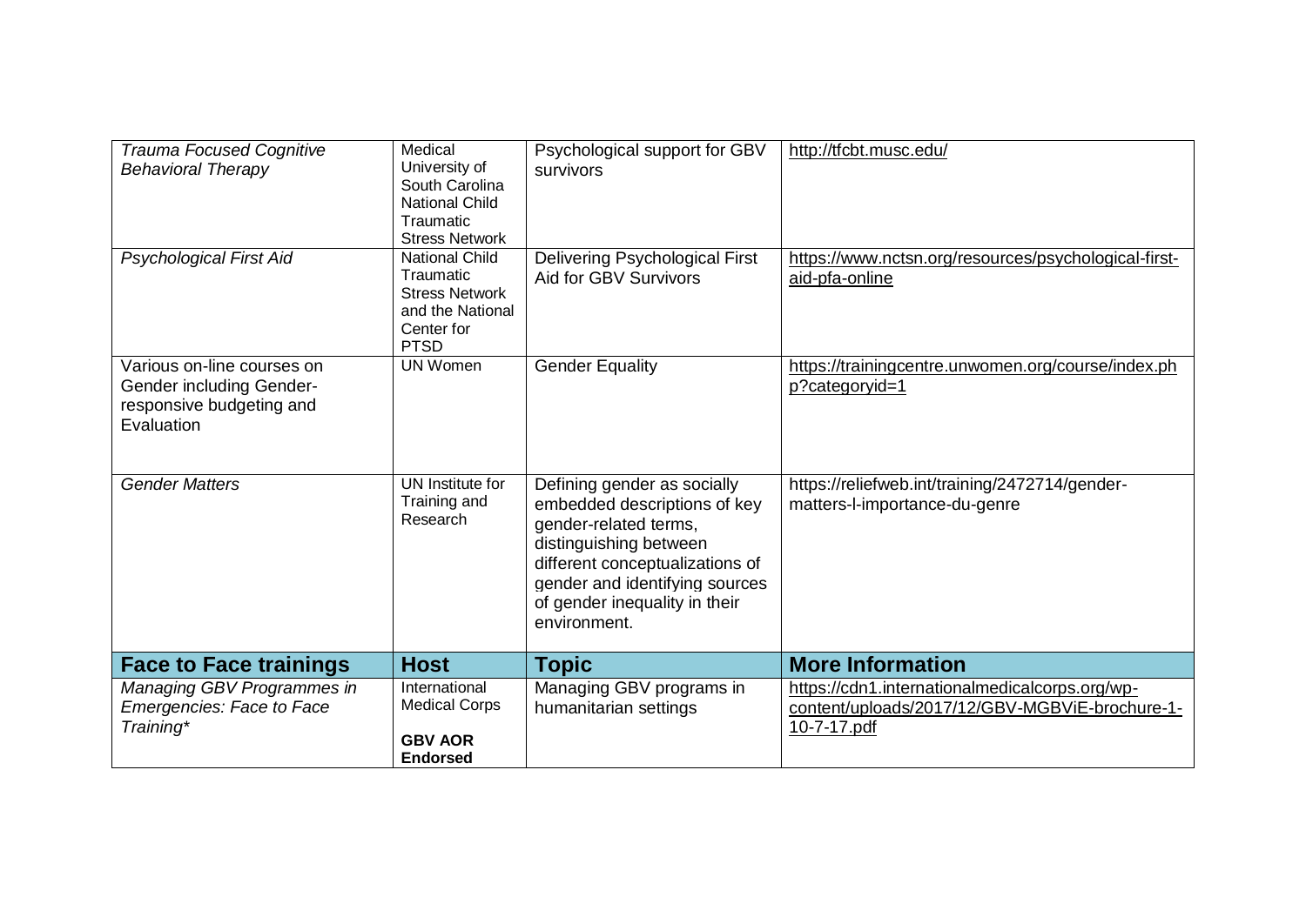| | | | |
|---|---|---|---|
| *Trauma Focused Cognitive Behavioral Therapy* | Medical University of South Carolina National Child Traumatic Stress Network | Psychological support for GBV survivors | http://tfcbt.musc.edu/ |
| *Psychological First Aid* | National Child Traumatic Stress Network and the National Center for PTSD | Delivering Psychological First Aid for GBV Survivors | https://www.nctsn.org/resources/psychological-first-aid-pfa-online |
| Various on-line courses on Gender including Gender-responsive budgeting and Evaluation | UN Women | Gender Equality | https://trainingcentre.unwomen.org/course/index.php?categoryid=1 |
| *Gender Matters* | UN Institute for Training and Research | Defining gender as socially embedded descriptions of key gender-related terms, distinguishing between different conceptualizations of gender and identifying sources of gender inequality in their environment. | https://reliefweb.int/training/2472714/gender-matters-l-importance-du-genre |
| **Face to Face trainings** | **Host** | **Topic** | **More Information** |
| *Managing GBV Programmes in Emergencies: Face to Face Training** | International Medical Corps **GBV AOR Endorsed** | Managing GBV programs in humanitarian settings | https://cdn1.internationalmedicalcorps.org/wp-content/uploads/2017/12/GBV-MGBViE-brochure-1-10-7-17.pdf |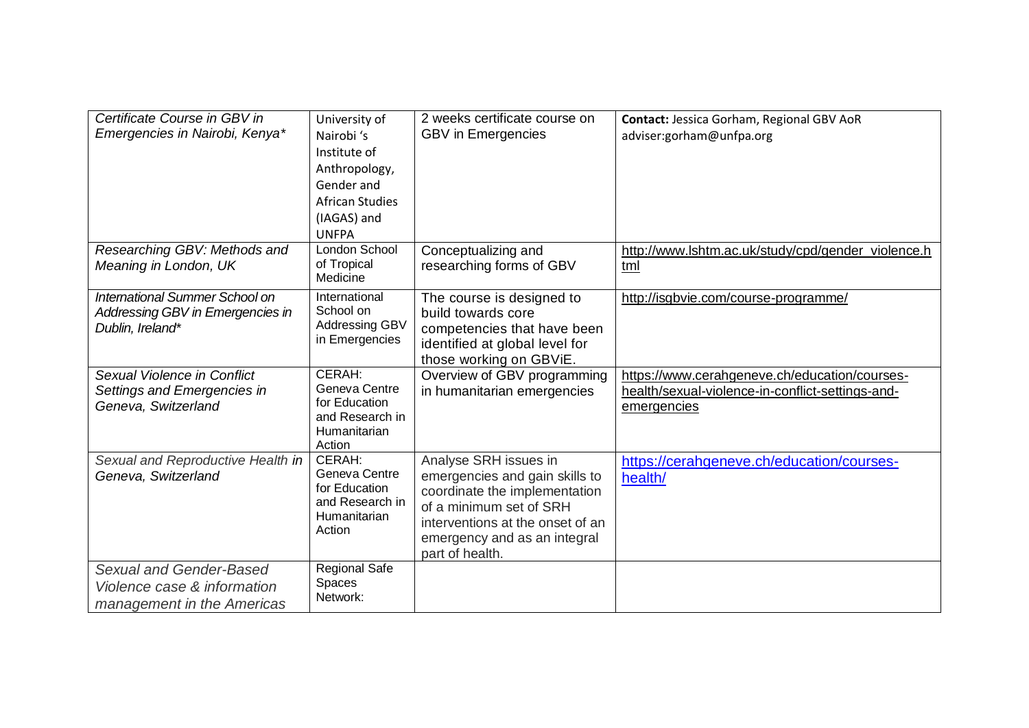| *Certificate Course in GBV in Emergencies in Nairobi, Kenya** | University of Nairobi 's Institute of Anthropology, Gender and African Studies (IAGAS) and UNFPA | 2 weeks certificate course on GBV in Emergencies | **Contact:** Jessica Gorham, Regional GBV AoR adviser:gorham@unfpa.org |
|---|---|---|---|
| *Researching GBV: Methods and Meaning in London, UK* | London School of Tropical Medicine | Conceptualizing and researching forms of GBV | http://www.lshtm.ac.uk/study/cpd/gender_violence.html |
| *International Summer School on Addressing GBV in Emergencies in Dublin, Ireland** | International School on Addressing GBV in Emergencies | The course is designed to build towards core competencies that have been identified at global level for those working on GBViE. | http://isgbvie.com/course-programme/ |
| *Sexual Violence in Conflict Settings and Emergencies in Geneva, Switzerland* | CERAH: Geneva Centre for Education and Research in Humanitarian Action | Overview of GBV programming in humanitarian emergencies | https://www.cerahgeneve.ch/education/courses-health/sexual-violence-in-conflict-settings-and-emergencies |
| *Sexual and Reproductive Health in Geneva, Switzerland* | CERAH: Geneva Centre for Education and Research in Humanitarian Action | Analyse SRH issues in emergencies and gain skills to coordinate the implementation of a minimum set of SRH interventions at the onset of an emergency and as an integral part of health. | https://cerahgeneve.ch/education/courses-health/ |
| *Sexual and Gender-Based Violence case & information management in the Americas* | Regional Safe Spaces Network: | | |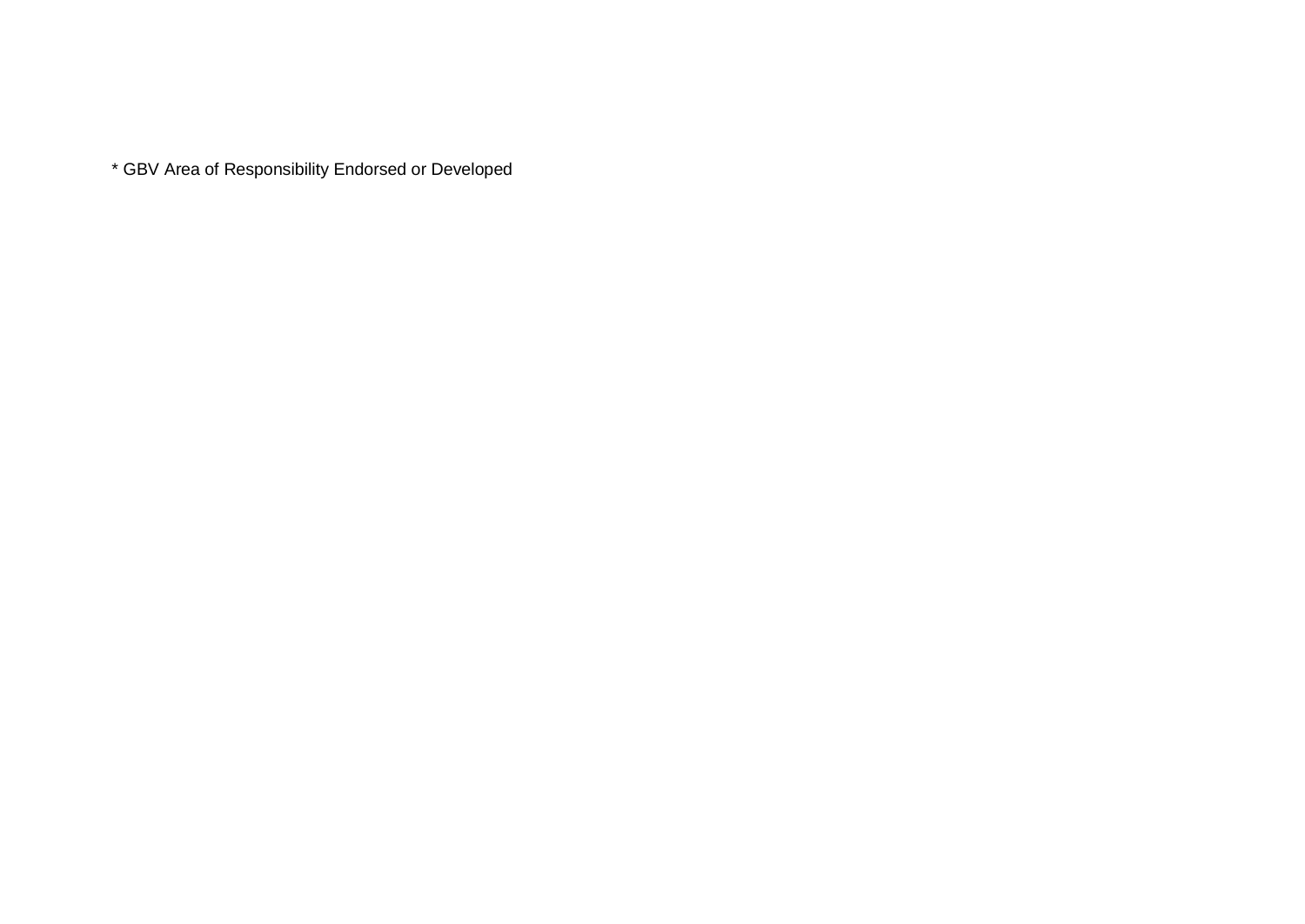* GBV Area of Responsibility Endorsed or Developed